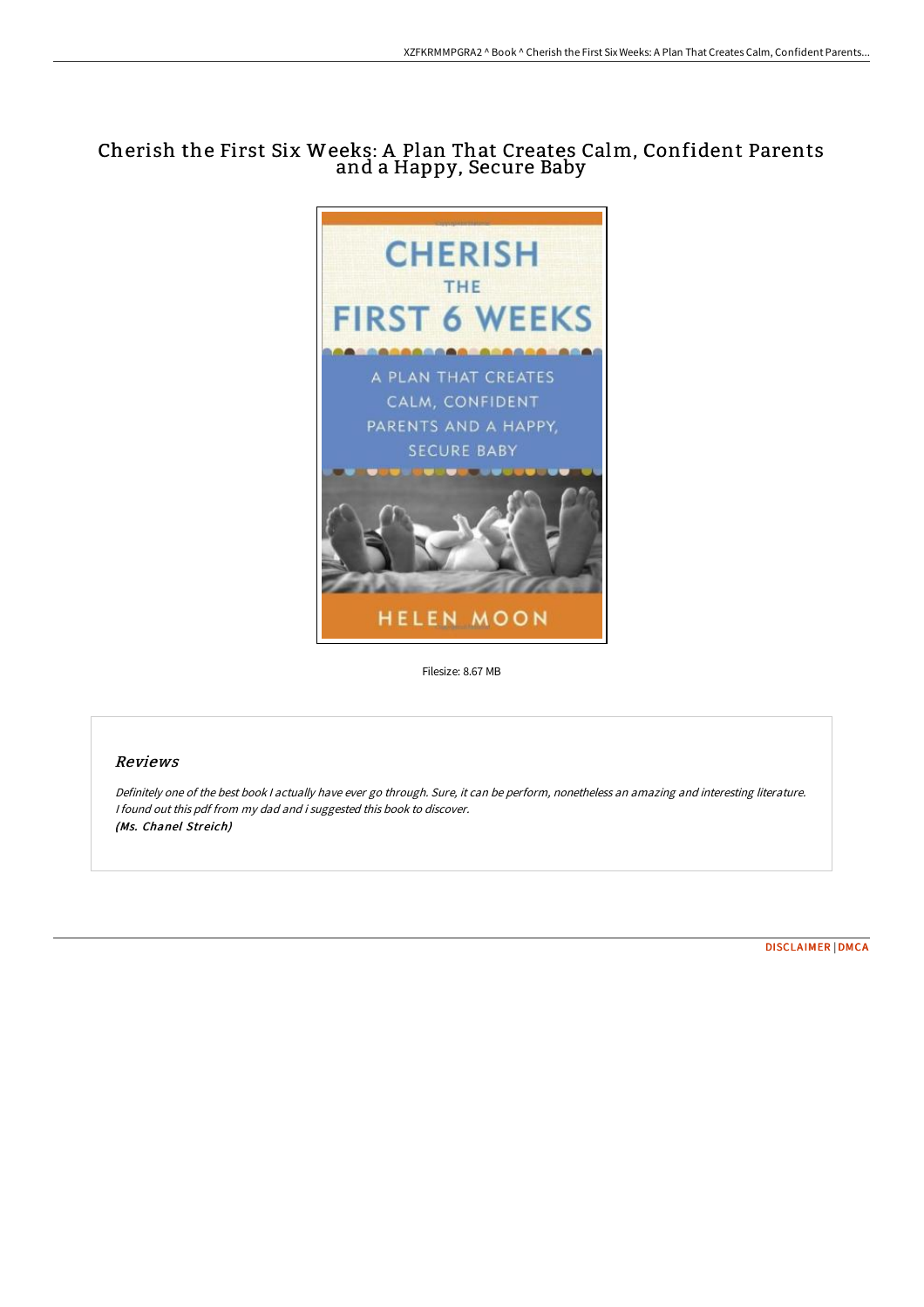# Cherish the First Six Weeks: A Plan That Creates Calm, Confident Parents and a Happy, Secure Baby

Filesize: 8.67 MB

## Reviews

*Definitely one of the best book I actually have ever go through. Sure, it can be perform, nonetheless an amazing and interesting literature. I found out this pdf from my dad and i suggested this book to discover.*
***(Ms. Chanel Streich)***

DISCLAIMER | DMCA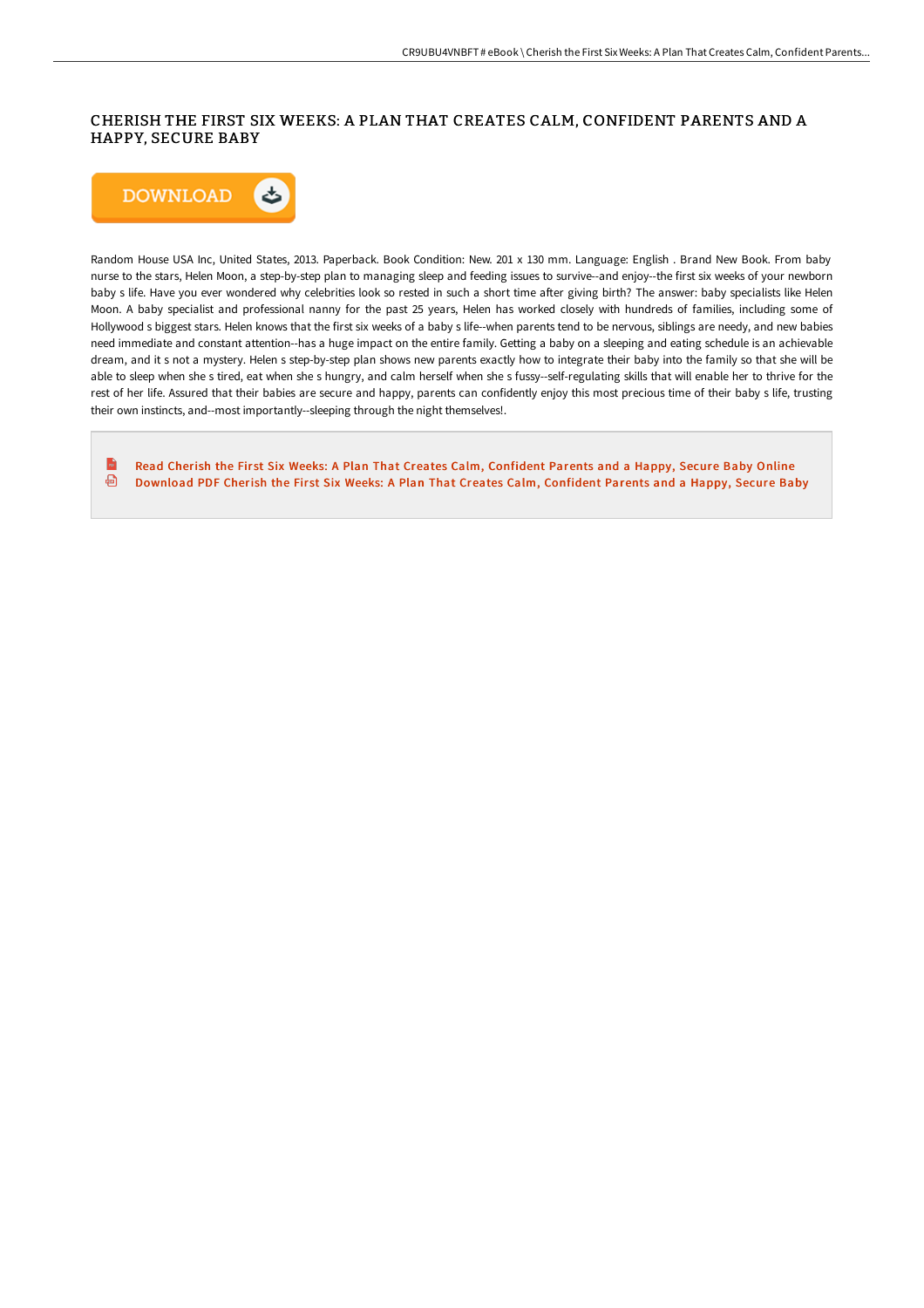# CHERISH THE FIRST SIX WEEKS: A PLAN THAT CREATES CALM, CONFIDENT PARENTS AND A HAPPY, SECURE BABY

DOWNLOAD

Random House USA Inc, United States, 2013. Paperback. Book Condition: New. 201 x 130 mm. Language: English . Brand New Book. From baby nurse to the stars, Helen Moon, a step-by-step plan to managing sleep and feeding issues to survive--and enjoy--the first six weeks of your newborn baby s life. Have you ever wondered why celebrities look so rested in such a short time after giving birth? The answer: baby specialists like Helen Moon. A baby specialist and professional nanny for the past 25 years, Helen has worked closely with hundreds of families, including some of Hollywood s biggest stars. Helen knows that the first six weeks of a baby s life--when parents tend to be nervous, siblings are needy, and new babies need immediate and constant attention--has a huge impact on the entire family. Getting a baby on a sleeping and eating schedule is an achievable dream, and it s not a mystery. Helen s step-by-step plan shows new parents exactly how to integrate their baby into the family so that she will be able to sleep when she s tired, eat when she s hungry, and calm herself when she s fussy--self-regulating skills that will enable her to thrive for the rest of her life. Assured that their babies are secure and happy, parents can confidently enjoy this most precious time of their baby s life, trusting their own instincts, and--most importantly--sleeping through the night themselves!.

- Read Cherish the First Six Weeks: A Plan That Creates Calm, Confident Parents and a Happy, Secure Baby Online
- Download PDF Cherish the First Six Weeks: A Plan That Creates Calm, Confident Parents and a Happy, Secure Baby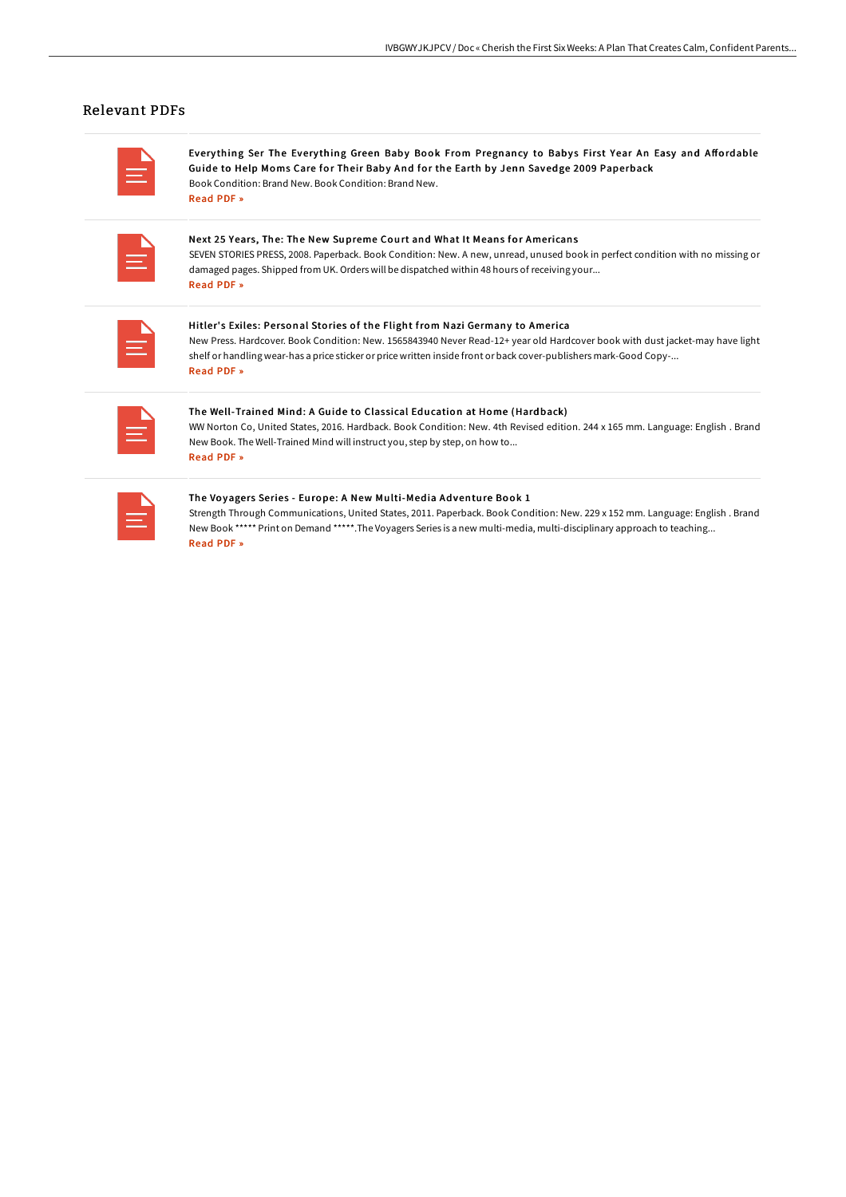## Relevant PDFs

**Everything Ser The Everything Green Baby Book From Pregnancy to Babys First Year An Easy and Affordable Guide to Help Moms Care for Their Baby And for the Earth by Jenn Savedge 2009 Paperback**

Book Condition: Brand New. Book Condition: Brand New.

Read PDF »

**Next 25 Years, The: The New Supreme Court and What It Means for Americans**

SEVEN STORIES PRESS, 2008. Paperback. Book Condition: New. A new, unread, unused book in perfect condition with no missing or damaged pages. Shipped from UK. Orders will be dispatched within 48 hours of receiving your...

Read PDF »

**Hitler's Exiles: Personal Stories of the Flight from Nazi Germany to America**

New Press. Hardcover. Book Condition: New. 1565843940 Never Read-12+ year old Hardcover book with dust jacket-may have light shelf or handling wear-has a price sticker or price written inside front or back cover-publishers mark-Good Copy-...

Read PDF »

**The Well-Trained Mind: A Guide to Classical Education at Home (Hardback)**

WW Norton Co, United States, 2016. Hardback. Book Condition: New. 4th Revised edition. 244 x 165 mm. Language: English . Brand New Book. The Well-Trained Mind will instruct you, step by step, on how to...

Read PDF »

**The Voyagers Series - Europe: A New Multi-Media Adventure Book 1**

Strength Through Communications, United States, 2011. Paperback. Book Condition: New. 229 x 152 mm. Language: English . Brand New Book ***** Print on Demand *****.The Voyagers Series is a new multi-media, multi-disciplinary approach to teaching...

Read PDF »